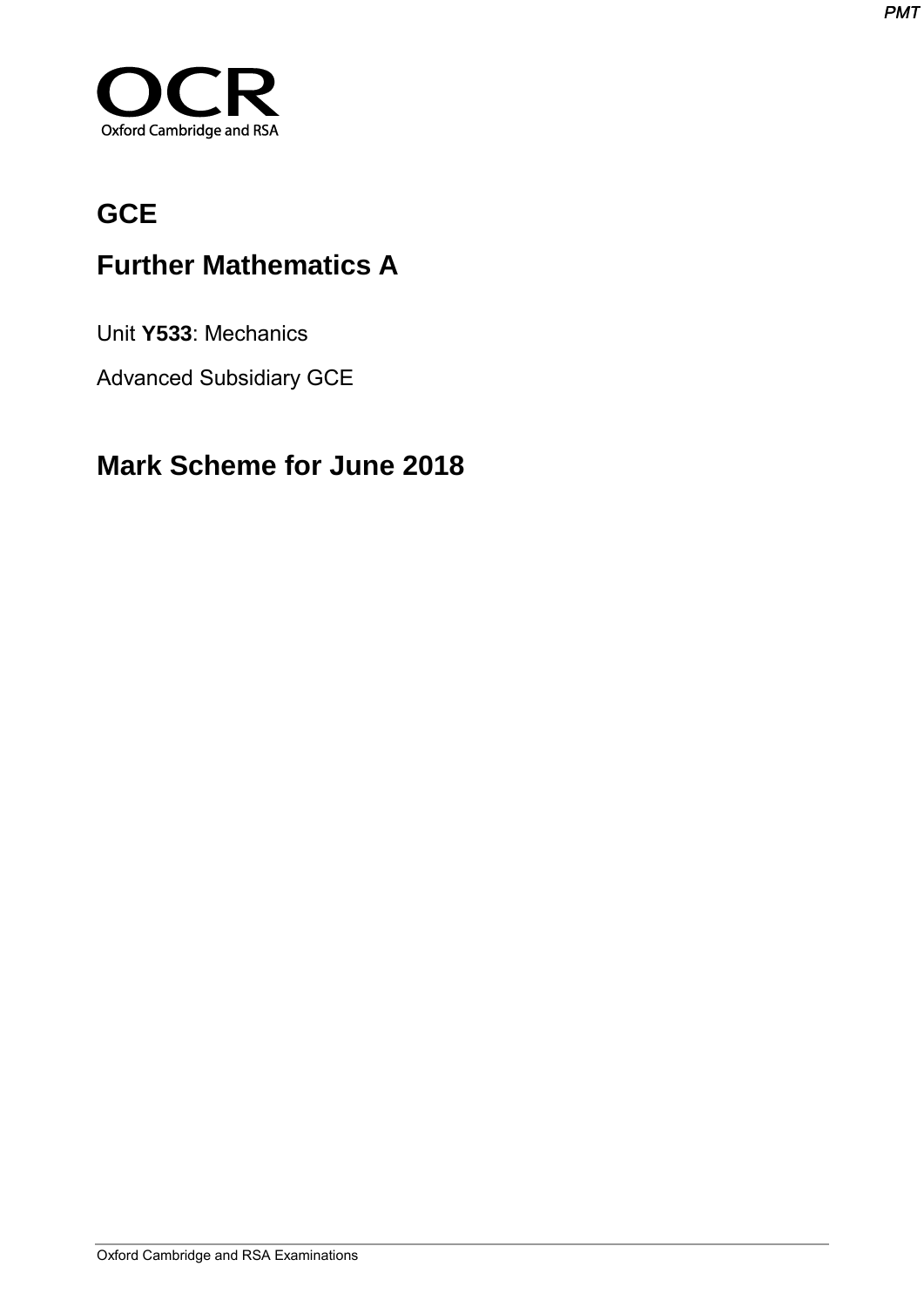OCR

Oxford Cambridge and RSA

# GCE

## Further Mathematics A

Unit **Y533**: Mechanics

Advanced Subsidiary GCE

## Mark Scheme for June 2018

Oxford Cambridge and RSA Examinations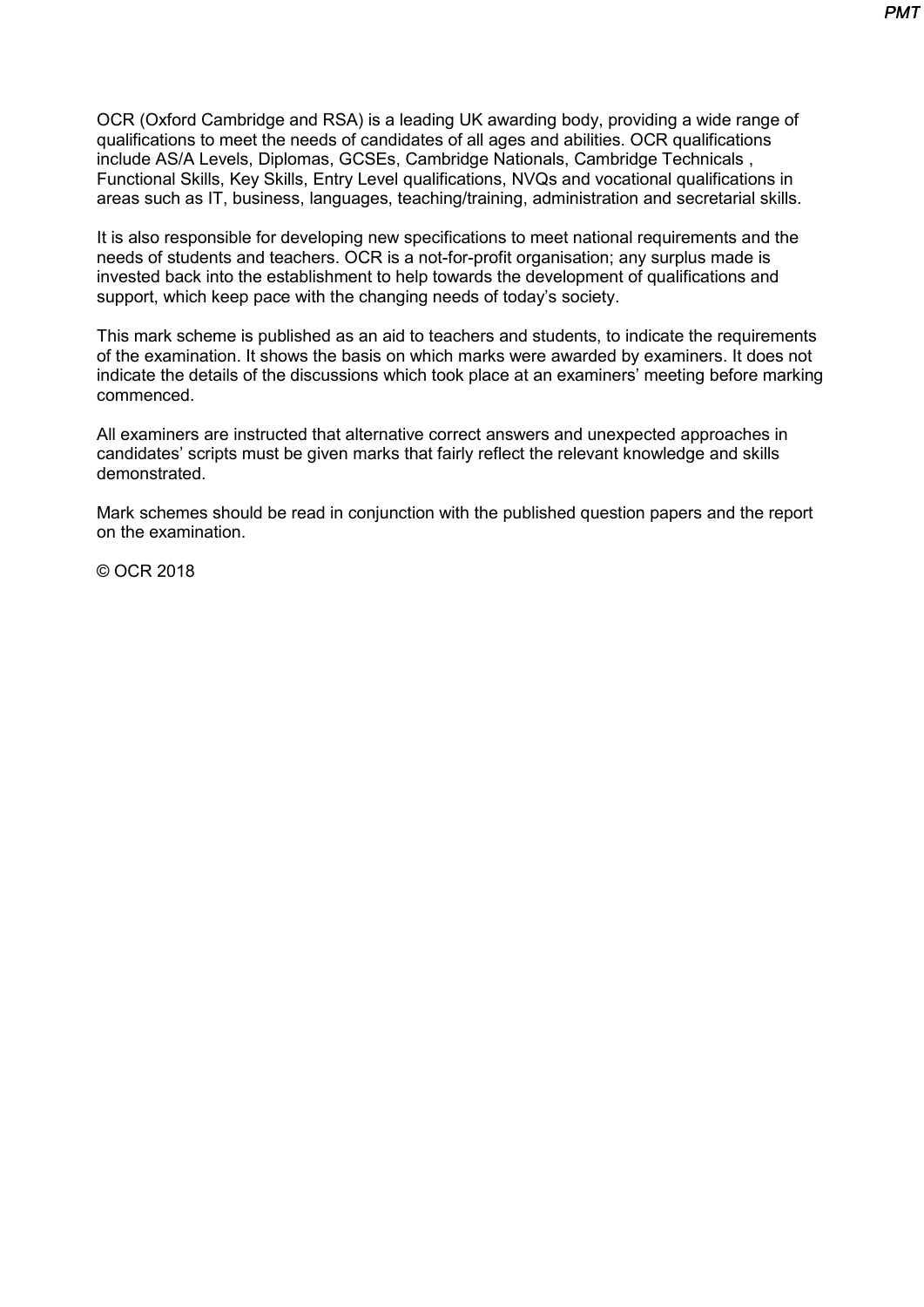OCR (Oxford Cambridge and RSA) is a leading UK awarding body, providing a wide range of qualifications to meet the needs of candidates of all ages and abilities. OCR qualifications include AS/A Levels, Diplomas, GCSEs, Cambridge Nationals, Cambridge Technicals , Functional Skills, Key Skills, Entry Level qualifications, NVQs and vocational qualifications in areas such as IT, business, languages, teaching/training, administration and secretarial skills.

It is also responsible for developing new specifications to meet national requirements and the needs of students and teachers. OCR is a not-for-profit organisation; any surplus made is invested back into the establishment to help towards the development of qualifications and support, which keep pace with the changing needs of today's society.

This mark scheme is published as an aid to teachers and students, to indicate the requirements of the examination. It shows the basis on which marks were awarded by examiners. It does not indicate the details of the discussions which took place at an examiners' meeting before marking commenced.

All examiners are instructed that alternative correct answers and unexpected approaches in candidates' scripts must be given marks that fairly reflect the relevant knowledge and skills demonstrated.

Mark schemes should be read in conjunction with the published question papers and the report on the examination.

© OCR 2018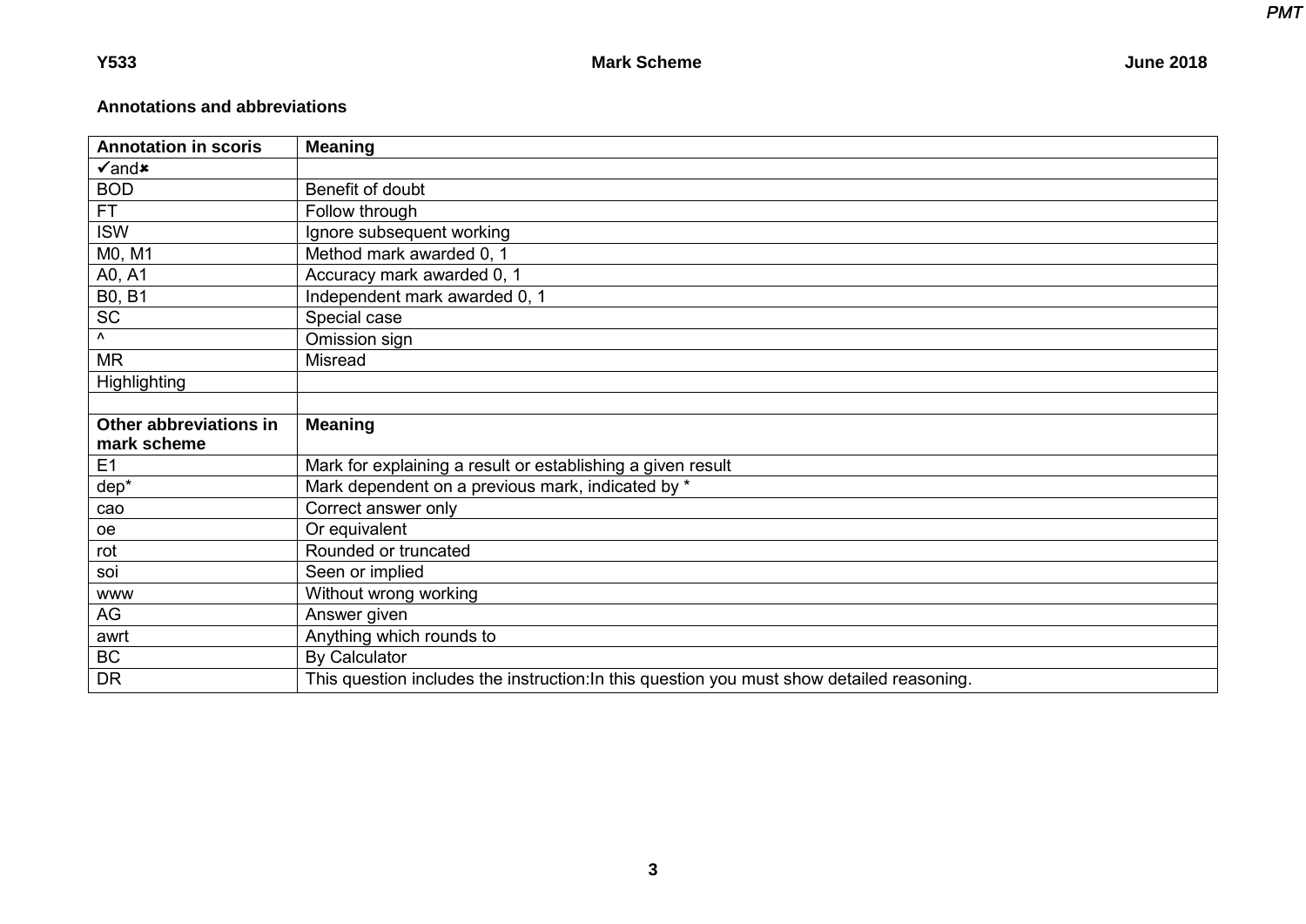**Annotations and abbreviations**

| Annotation in scoris | Meaning |
|---|---|
| ✓and✗ | |
| BOD | Benefit of doubt |
| FT | Follow through |
| ISW | Ignore subsequent working |
| M0, M1 | Method mark awarded 0, 1 |
| A0, A1 | Accuracy mark awarded 0, 1 |
| B0, B1 | Independent mark awarded 0, 1 |
| SC | Special case |
| ^ | Omission sign |
| MR | Misread |
| Highlighting | |
| | |
| **Other abbreviations in mark scheme** | **Meaning** |
| E1 | Mark for explaining a result or establishing a given result |
| dep* | Mark dependent on a previous mark, indicated by * |
| cao | Correct answer only |
| oe | Or equivalent |
| rot | Rounded or truncated |
| soi | Seen or implied |
| www | Without wrong working |
| AG | Answer given |
| awrt | Anything which rounds to |
| BC | By Calculator |
| DR | This question includes the instruction:In this question you must show detailed reasoning. |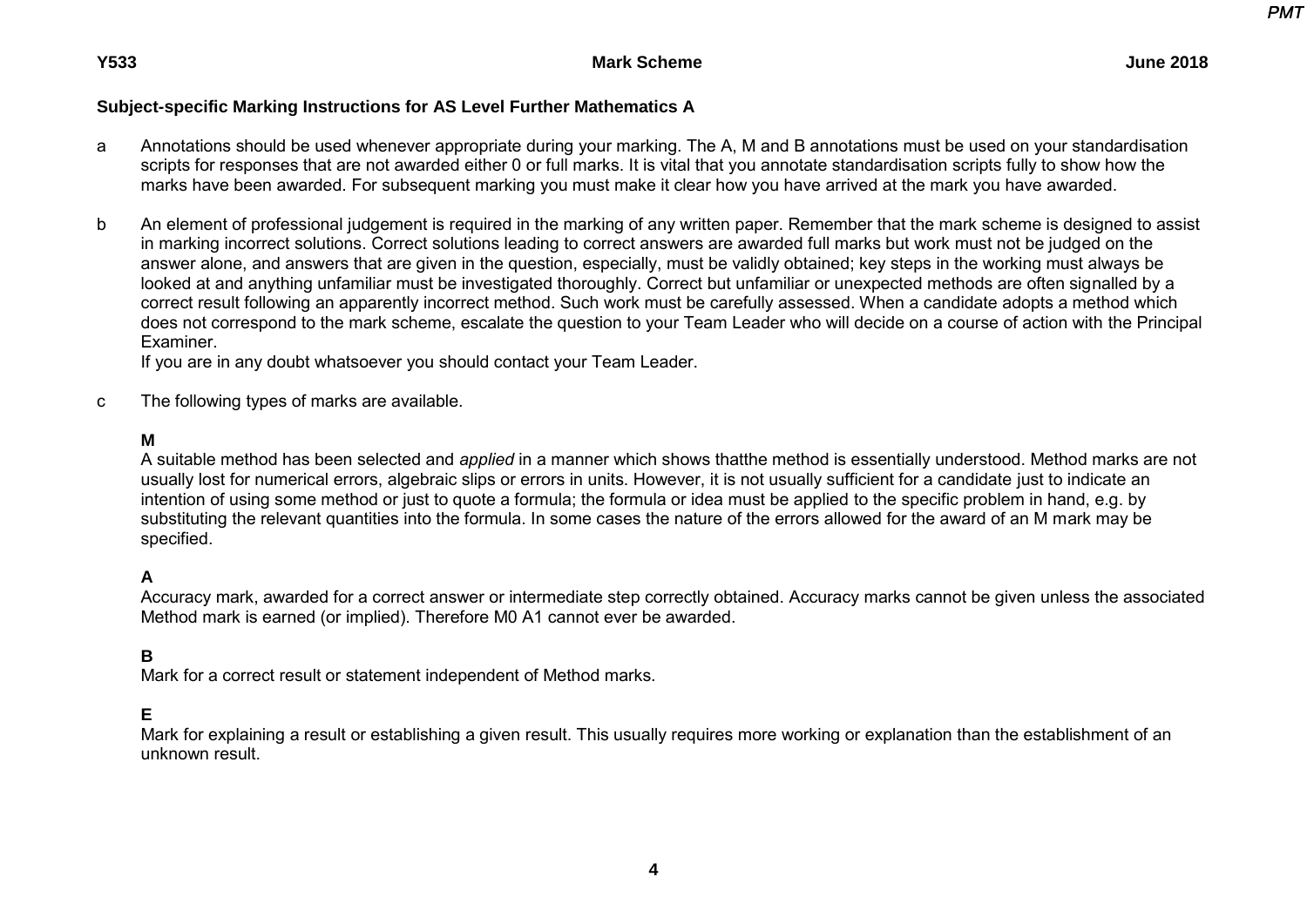## Subject-specific Marking Instructions for AS Level Further Mathematics A

a. Annotations should be used whenever appropriate during your marking. The A, M and B annotations must be used on your standardisation scripts for responses that are not awarded either 0 or full marks. It is vital that you annotate standardisation scripts fully to show how the marks have been awarded. For subsequent marking you must make it clear how you have arrived at the mark you have awarded.

b. An element of professional judgement is required in the marking of any written paper. Remember that the mark scheme is designed to assist in marking incorrect solutions. Correct solutions leading to correct answers are awarded full marks but work must not be judged on the answer alone, and answers that are given in the question, especially, must be validly obtained; key steps in the working must always be looked at and anything unfamiliar must be investigated thoroughly. Correct but unfamiliar or unexpected methods are often signalled by a correct result following an apparently incorrect method. Such work must be carefully assessed. When a candidate adopts a method which does not correspond to the mark scheme, escalate the question to your Team Leader who will decide on a course of action with the Principal Examiner.
   If you are in any doubt whatsoever you should contact your Team Leader.

c. The following types of marks are available.

   **M**
   A suitable method has been selected and *applied* in a manner which shows thatthe method is essentially understood. Method marks are not usually lost for numerical errors, algebraic slips or errors in units. However, it is not usually sufficient for a candidate just to indicate an intention of using some method or just to quote a formula; the formula or idea must be applied to the specific problem in hand, e.g. by substituting the relevant quantities into the formula. In some cases the nature of the errors allowed for the award of an M mark may be specified.

   **A**
   Accuracy mark, awarded for a correct answer or intermediate step correctly obtained. Accuracy marks cannot be given unless the associated Method mark is earned (or implied). Therefore M0 A1 cannot ever be awarded.

   **B**
   Mark for a correct result or statement independent of Method marks.

   **E**
   Mark for explaining a result or establishing a given result. This usually requires more working or explanation than the establishment of an unknown result.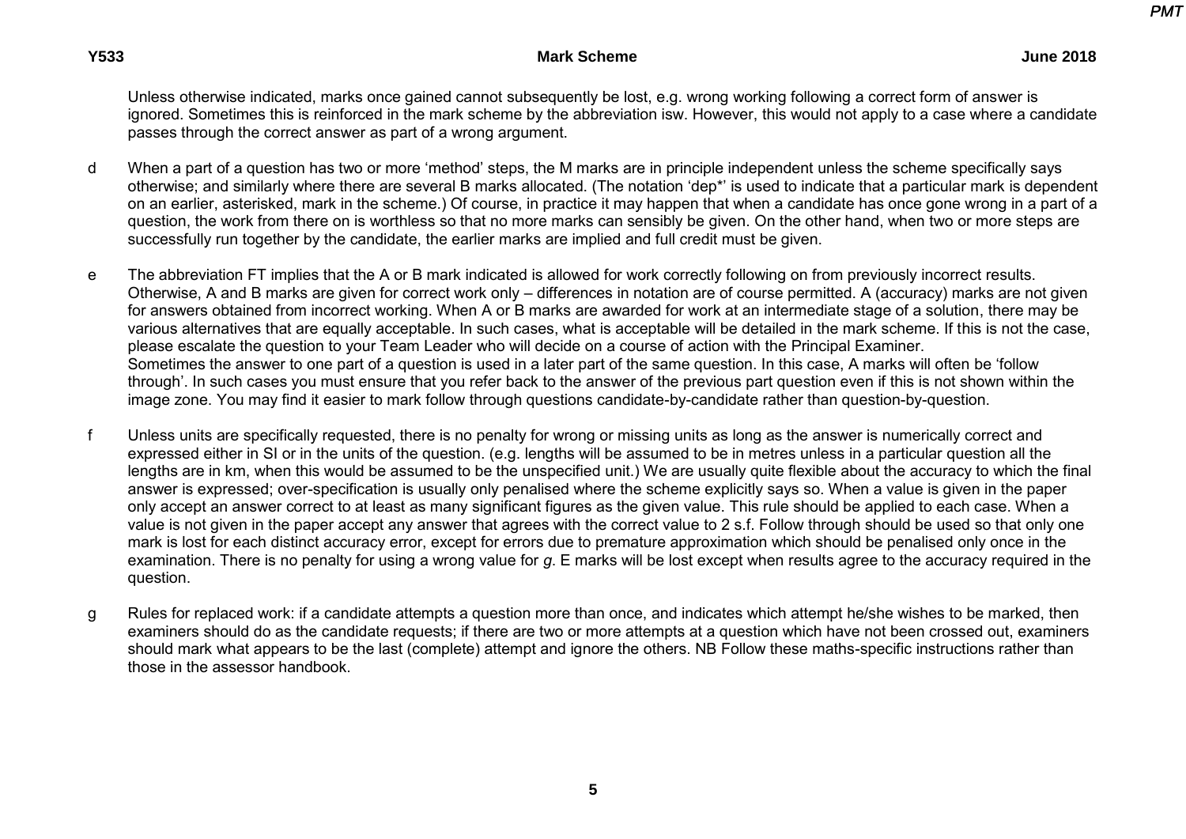Unless otherwise indicated, marks once gained cannot subsequently be lost, e.g. wrong working following a correct form of answer is ignored. Sometimes this is reinforced in the mark scheme by the abbreviation isw. However, this would not apply to a case where a candidate passes through the correct answer as part of a wrong argument.

d When a part of a question has two or more 'method' steps, the M marks are in principle independent unless the scheme specifically says otherwise; and similarly where there are several B marks allocated. (The notation 'dep*' is used to indicate that a particular mark is dependent on an earlier, asterisked, mark in the scheme.) Of course, in practice it may happen that when a candidate has once gone wrong in a part of a question, the work from there on is worthless so that no more marks can sensibly be given. On the other hand, when two or more steps are successfully run together by the candidate, the earlier marks are implied and full credit must be given.

e The abbreviation FT implies that the A or B mark indicated is allowed for work correctly following on from previously incorrect results. Otherwise, A and B marks are given for correct work only – differences in notation are of course permitted. A (accuracy) marks are not given for answers obtained from incorrect working. When A or B marks are awarded for work at an intermediate stage of a solution, there may be various alternatives that are equally acceptable. In such cases, what is acceptable will be detailed in the mark scheme. If this is not the case, please escalate the question to your Team Leader who will decide on a course of action with the Principal Examiner.
Sometimes the answer to one part of a question is used in a later part of the same question. In this case, A marks will often be 'follow through'. In such cases you must ensure that you refer back to the answer of the previous part question even if this is not shown within the image zone. You may find it easier to mark follow through questions candidate-by-candidate rather than question-by-question.

f Unless units are specifically requested, there is no penalty for wrong or missing units as long as the answer is numerically correct and expressed either in SI or in the units of the question. (e.g. lengths will be assumed to be in metres unless in a particular question all the lengths are in km, when this would be assumed to be the unspecified unit.) We are usually quite flexible about the accuracy to which the final answer is expressed; over-specification is usually only penalised where the scheme explicitly says so. When a value is given in the paper only accept an answer correct to at least as many significant figures as the given value. This rule should be applied to each case. When a value is not given in the paper accept any answer that agrees with the correct value to 2 s.f. Follow through should be used so that only one mark is lost for each distinct accuracy error, except for errors due to premature approximation which should be penalised only once in the examination. There is no penalty for using a wrong value for *g*. E marks will be lost except when results agree to the accuracy required in the question.

g Rules for replaced work: if a candidate attempts a question more than once, and indicates which attempt he/she wishes to be marked, then examiners should do as the candidate requests; if there are two or more attempts at a question which have not been crossed out, examiners should mark what appears to be the last (complete) attempt and ignore the others. NB Follow these maths-specific instructions rather than those in the assessor handbook.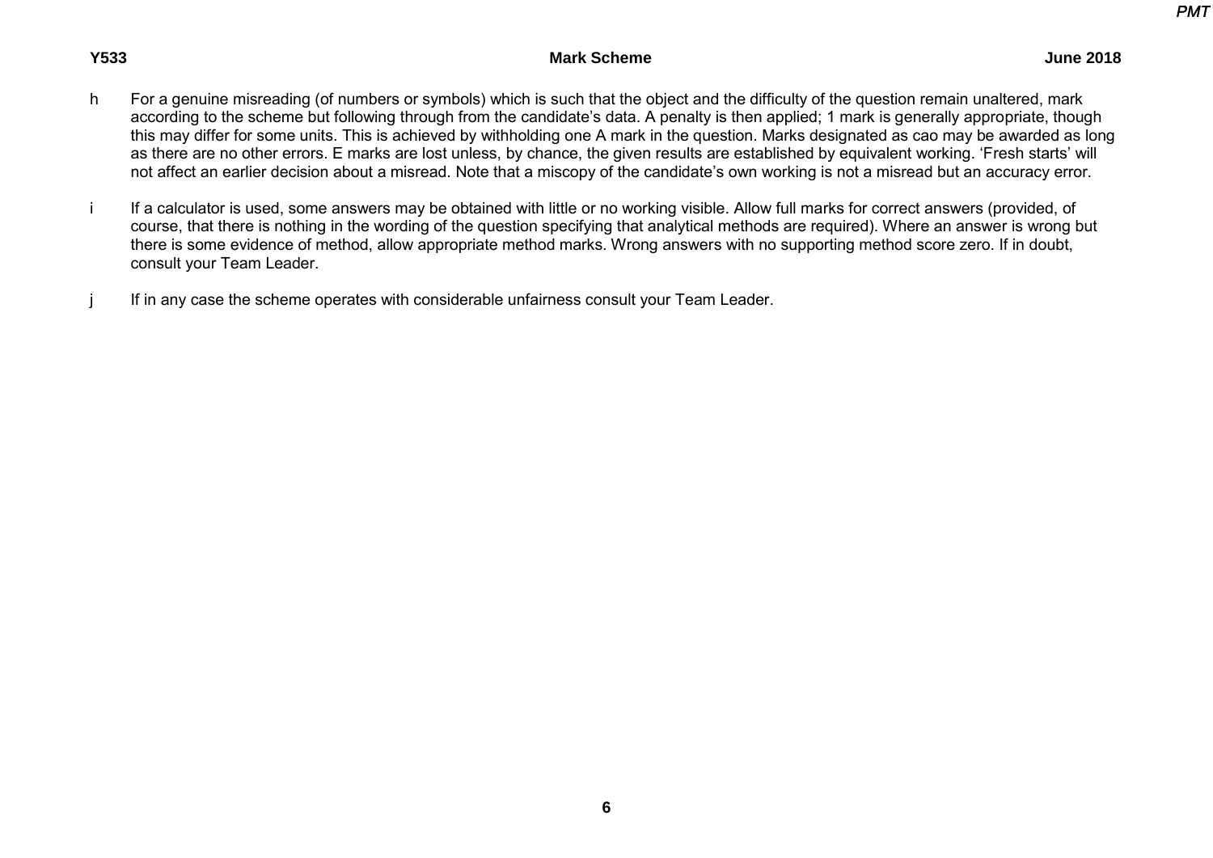h For a genuine misreading (of numbers or symbols) which is such that the object and the difficulty of the question remain unaltered, mark according to the scheme but following through from the candidate's data. A penalty is then applied; 1 mark is generally appropriate, though this may differ for some units. This is achieved by withholding one A mark in the question. Marks designated as cao may be awarded as long as there are no other errors. E marks are lost unless, by chance, the given results are established by equivalent working. 'Fresh starts' will not affect an earlier decision about a misread. Note that a miscopy of the candidate's own working is not a misread but an accuracy error.

i If a calculator is used, some answers may be obtained with little or no working visible. Allow full marks for correct answers (provided, of course, that there is nothing in the wording of the question specifying that analytical methods are required). Where an answer is wrong but there is some evidence of method, allow appropriate method marks. Wrong answers with no supporting method score zero. If in doubt, consult your Team Leader.

j If in any case the scheme operates with considerable unfairness consult your Team Leader.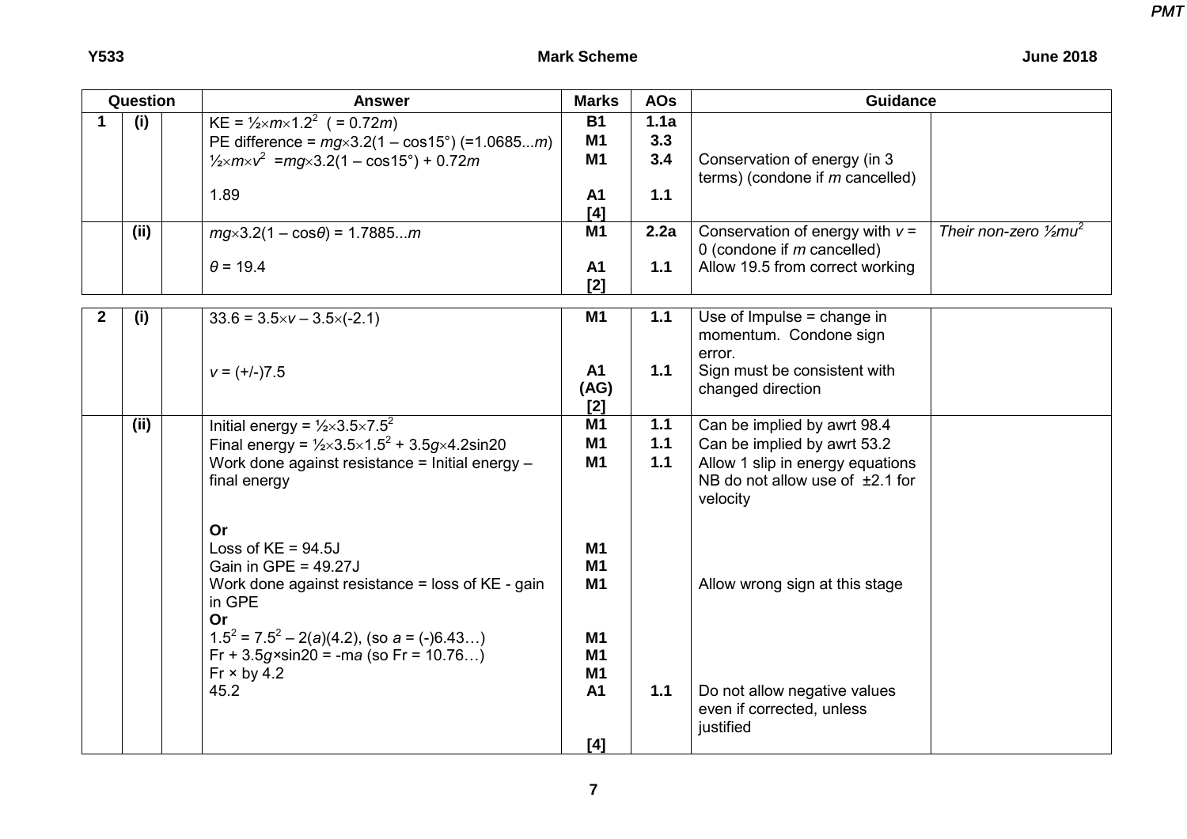| Question | | | Answer | Marks | AOs | Guidance | |
|---|---|---|---|---|---|---|---|
| 1 | (i) | | KE = $\frac{1}{2} \times m \times 1.2^2$ ( = 0.72$m$) | B1 | 1.1a | | |
| | | | PE difference = $mg \times 3.2(1 - \cos 15°)$ (=1.0685...$m$) | M1 | 3.3 | | |
| | | | $\frac{1}{2} \times m \times v^2 = mg \times 3.2(1 - \cos 15°) + 0.72m$ | M1 | 3.4 | Conservation of energy (in 3 terms) (condone if $m$ cancelled) | |
| | | | 1.89 | A1 [4] | 1.1 | | |
| | (ii) | | $mg \times 3.2(1 - \cos\theta) = 1.7885...m$ | M1 | 2.2a | Conservation of energy with $v$ = 0 (condone if $m$ cancelled) | *Their non-zero $\frac{1}{2}mu^2$* |
| | | | $\theta = 19.4$ | A1 [2] | 1.1 | Allow 19.5 from correct working | |
| 2 | (i) | | $33.6 = 3.5 \times v - 3.5 \times (-2.1)$ | M1 | 1.1 | Use of Impulse = change in momentum. Condone sign error. | |
| | | | $v$ = (+/-)7.5 | A1 (AG) [2] | 1.1 | Sign must be consistent with changed direction | |
| | (ii) | | Initial energy = $\frac{1}{2} \times 3.5 \times 7.5^2$ | M1 | 1.1 | Can be implied by awrt 98.4 | |
| | | | Final energy = $\frac{1}{2} \times 3.5 \times 1.5^2 + 3.5g \times 4.2\sin 20$ | M1 | 1.1 | Can be implied by awrt 53.2 | |
| | | | Work done against resistance = Initial energy – final energy | M1 | 1.1 | Allow 1 slip in energy equations NB do not allow use of ±2.1 for velocity | |
| | | | **Or** | | | | |
| | | | Loss of KE = 94.5J | M1 | | | |
| | | | Gain in GPE = 49.27J | M1 | | | |
| | | | Work done against resistance = loss of KE - gain in GPE | M1 | | Allow wrong sign at this stage | |
| | | | **Or** | | | | |
| | | | $1.5^2 = 7.5^2 - 2(a)(4.2)$, (so $a$ = (-)6.43…) | M1 | | | |
| | | | Fr + 3.5$g$×sin20 = -m$a$ (so Fr = 10.76…) | M1 | | | |
| | | | Fr × by 4.2 | M1 | | | |
| | | | 45.2 | A1 [4] | 1.1 | Do not allow negative values even if corrected, unless justified | |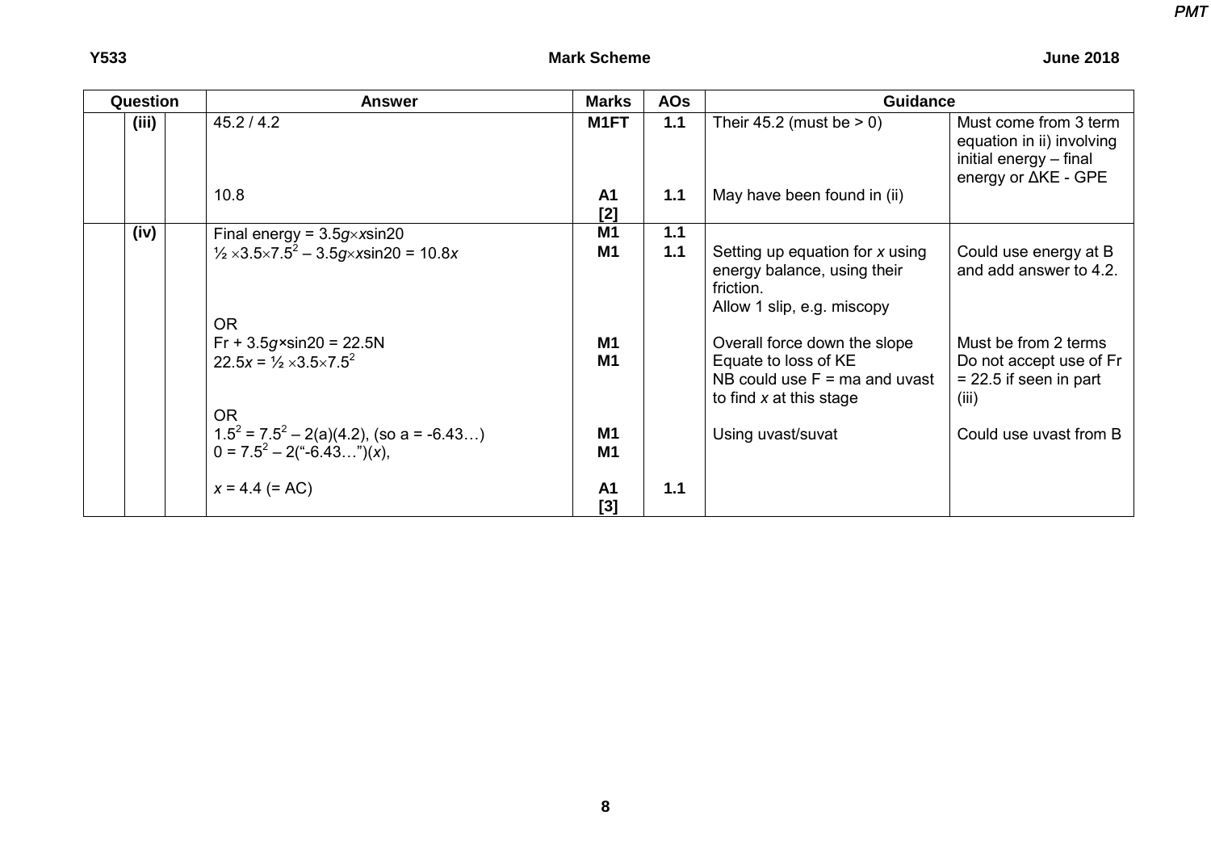| Question | | | Answer | Marks | AOs | Guidance | |
|---|---|---|---|---|---|---|---|
| | (iii) | | 45.2 / 4.2 | M1FT | 1.1 | Their 45.2 (must be > 0) | Must come from 3 term equation in ii) involving initial energy – final energy or ΔKE - GPE |
| | | | 10.8 | A1 [2] | 1.1 | May have been found in (ii) | |
| | (iv) | | Final energy = $3.5g \times x\sin20$ | M1 | 1.1 | | |
| | | | $\frac{1}{2} \times 3.5 \times 7.5^2 - 3.5g \times x\sin20 = 10.8x$ | M1 | 1.1 | Setting up equation for $x$ using energy balance, using their friction. Allow 1 slip, e.g. miscopy | Could use energy at B and add answer to 4.2. |
| | | | OR | | | | |
| | | | $Fr + 3.5g \times \sin20 = 22.5\text{N}$ | M1 | | Overall force down the slope | Must be from 2 terms |
| | | | $22.5x = \frac{1}{2} \times 3.5 \times 7.5^2$ | M1 | | Equate to loss of KE. NB could use F = ma and uvast to find $x$ at this stage | Do not accept use of Fr = 22.5 if seen in part (iii) |
| | | | OR | | | | |
| | | | $1.5^2 = 7.5^2 - 2(a)(4.2)$, (so a = -6.43…) | M1 | | Using uvast/suvat | Could use uvast from B |
| | | | $0 = 7.5^2 - 2(\text{"-6.43…"})(x)$, | M1 | | | |
| | | | $x = 4.4$ (= AC) | A1 [3] | 1.1 | | |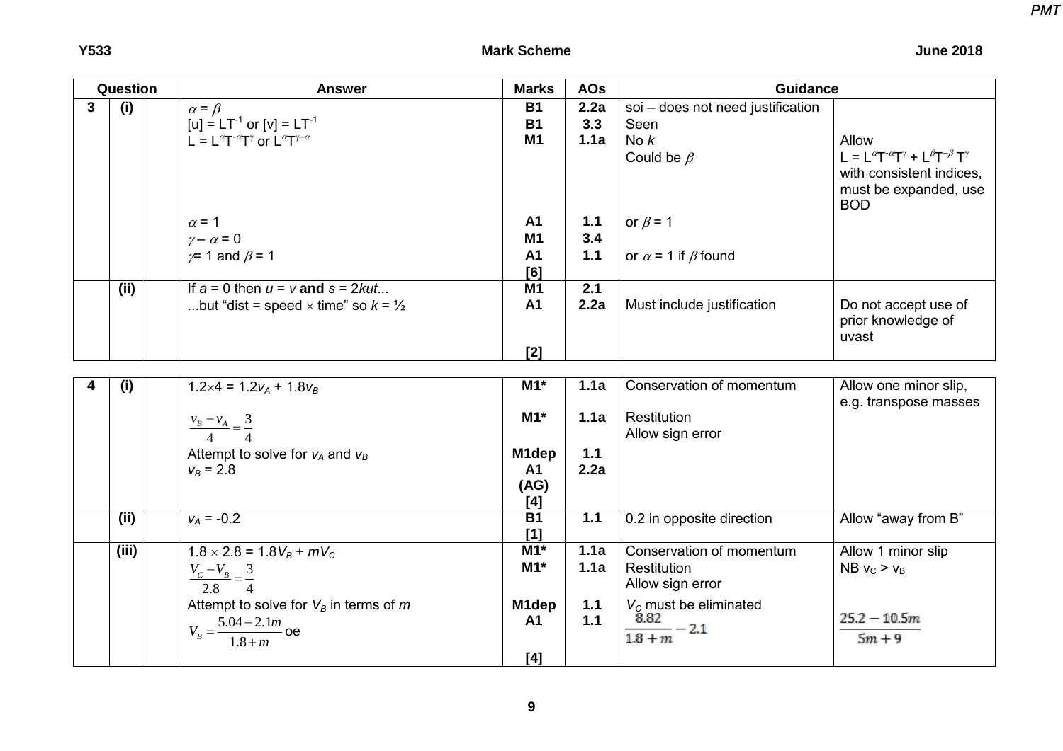| Question | | | Answer | Marks | AOs | Guidance | |
|---|---|---|---|---|---|---|---|
| 3 | (i) | | $\alpha = \beta$ | B1 | 2.2a | soi – does not need justification | |
| | | | $[u] = LT^{-1}$ or $[v] = LT^{-1}$ | B1 | 3.3 | Seen | |
| | | | $L = L^{\alpha}T^{-\alpha}T^{\gamma}$ or $L^{\alpha}T^{\gamma-\alpha}$ | M1 | 1.1a | No $k$<br>Could be $\beta$ | Allow $L = L^{\alpha}T^{-\alpha}T^{\gamma} + L^{\beta}T^{-\beta}T^{\gamma}$ with consistent indices, must be expanded, use BOD |
| | | | $\alpha = 1$ | A1 | 1.1 | or $\beta = 1$ | |
| | | | $\gamma - \alpha = 0$ | M1 | 3.4 | | |
| | | | $\gamma = 1$ and $\beta = 1$ | A1<br>[6] | 1.1 | or $\alpha = 1$ if $\beta$ found | |
| | (ii) | | If $a = 0$ then $u = v$ **and** $s = 2kut$... | M1 | 2.1 | | |
| | | | ...but "dist = speed × time" so $k = ½$ | A1<br>[2] | 2.2a | Must include justification | Do not accept use of prior knowledge of uvast |

| Question | | | Answer | Marks | AOs | Guidance | |
|---|---|---|---|---|---|---|---|
| 4 | (i) | | $1.2 \times 4 = 1.2v_A + 1.8v_B$ | M1* | 1.1a | Conservation of momentum | Allow one minor slip, e.g. transpose masses |
| | | | $\frac{v_B - v_A}{4} = \frac{3}{4}$ | M1* | 1.1a | Restitution<br>Allow sign error | |
| | | | Attempt to solve for $v_A$ and $v_B$ | M1dep | 1.1 | | |
| | | | $v_B = 2.8$ | A1<br>(AG)<br>[4] | 2.2a | | |
| | (ii) | | $v_A = -0.2$ | B1<br>[1] | 1.1 | 0.2 in opposite direction | Allow "away from B" |
| | (iii) | | $1.8 \times 2.8 = 1.8V_B + mV_C$ | M1* | 1.1a | Conservation of momentum | Allow 1 minor slip |
| | | | $\frac{V_C - V_B}{2.8} = \frac{3}{4}$ | M1* | 1.1a | Restitution<br>Allow sign error | NB $v_C > v_B$ |
| | | | Attempt to solve for $V_B$ in terms of $m$ | M1dep | 1.1 | $V_C$ must be eliminated | |
| | | | $V_B = \frac{5.04 - 2.1m}{1.8 + m}$ oe | A1<br>[4] | 1.1 | $\frac{8.82}{1.8 + m} - 2.1$ | $\frac{25.2 - 10.5m}{5m + 9}$ |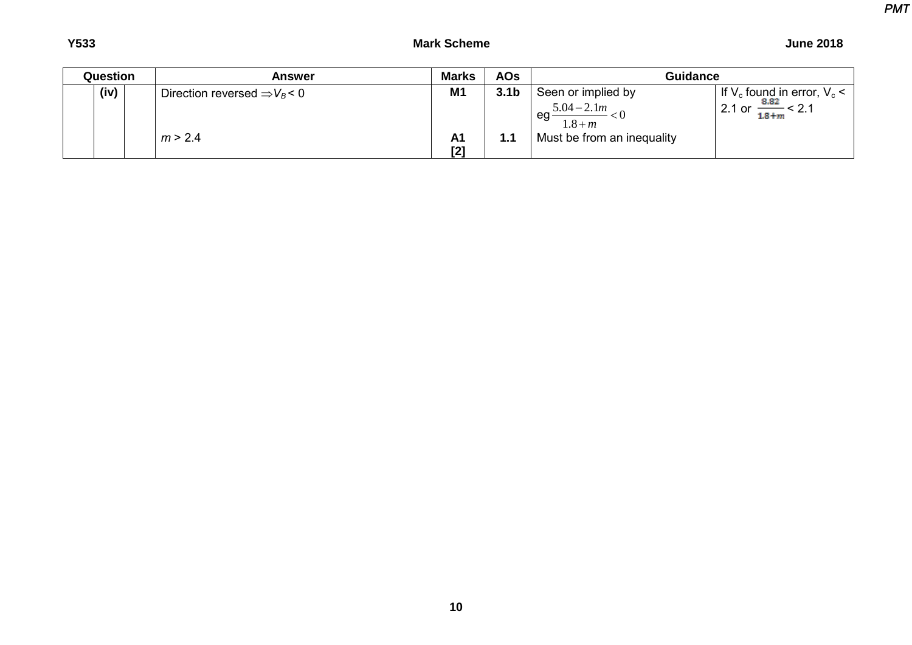| Question | | | Answer | Marks | AOs | Guidance | |
|---|---|---|---|---|---|---|---|
| | (iv) | | Direction reversed $\Rightarrow V_B < 0$ | M1 | 3.1b | Seen or implied by eg $\frac{5.04-2.1m}{1.8+m}<0$ | If $V_c$ found in error, $V_c <$ 2.1 or $\frac{8.82}{1.8+m} < 2.1$ |
| | | | $m > 2.4$ | A1 [2] | 1.1 | Must be from an inequality | |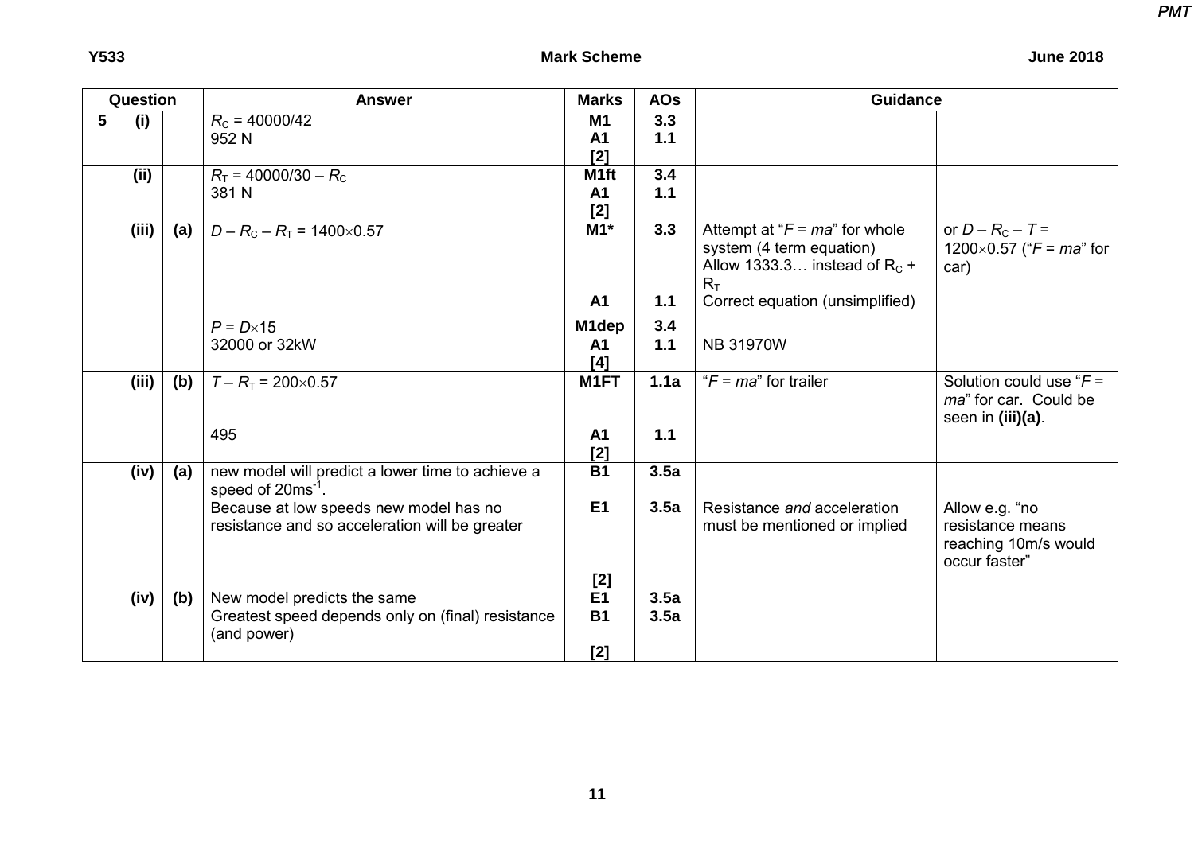| Question | | | Answer | Marks | AOs | Guidance | |
|---|---|---|---|---|---|---|---|
| 5 | (i) | | $R_C = 40000/42$<br>952 N | M1<br>A1<br>[2] | 3.3<br>1.1 | | |
| | (ii) | | $R_T = 40000/30 - R_C$<br>381 N | M1ft<br>A1<br>[2] | 3.4<br>1.1 | | |
| | (iii) | (a) | $D - R_C - R_T = 1400 \times 0.57$<br><br>$P = D \times 15$<br>32000 or 32kW | M1*<br><br>A1<br><br>M1dep<br>A1<br>[4] | 3.3<br><br>1.1<br><br>3.4<br>1.1 | Attempt at "$F = ma$" for whole system (4 term equation)<br>Allow 1333.3… instead of $R_C + R_T$<br>Correct equation (unsimplified)<br><br>NB 31970W | or $D - R_C - T = 1200 \times 0.57$ ("$F = ma$" for car) |
| | (iii) | (b) | $T - R_T = 200 \times 0.57$<br><br>495 | M1FT<br><br>A1<br>[2] | 1.1a<br><br>1.1 | "$F = ma$" for trailer | Solution could use "$F = ma$" for car. Could be seen in **(iii)(a)**. |
| | (iv) | (a) | new model will predict a lower time to achieve a speed of $20\text{ms}^{-1}$.<br>Because at low speeds new model has no resistance and so acceleration will be greater | B1<br><br>E1<br><br>[2] | 3.5a<br><br>3.5a | Resistance *and* acceleration must be mentioned or implied | Allow e.g. "no resistance means reaching 10m/s would occur faster" |
| | (iv) | (b) | New model predicts the same<br>Greatest speed depends only on (final) resistance (and power) | E1<br>B1<br><br>[2] | 3.5a<br>3.5a | | |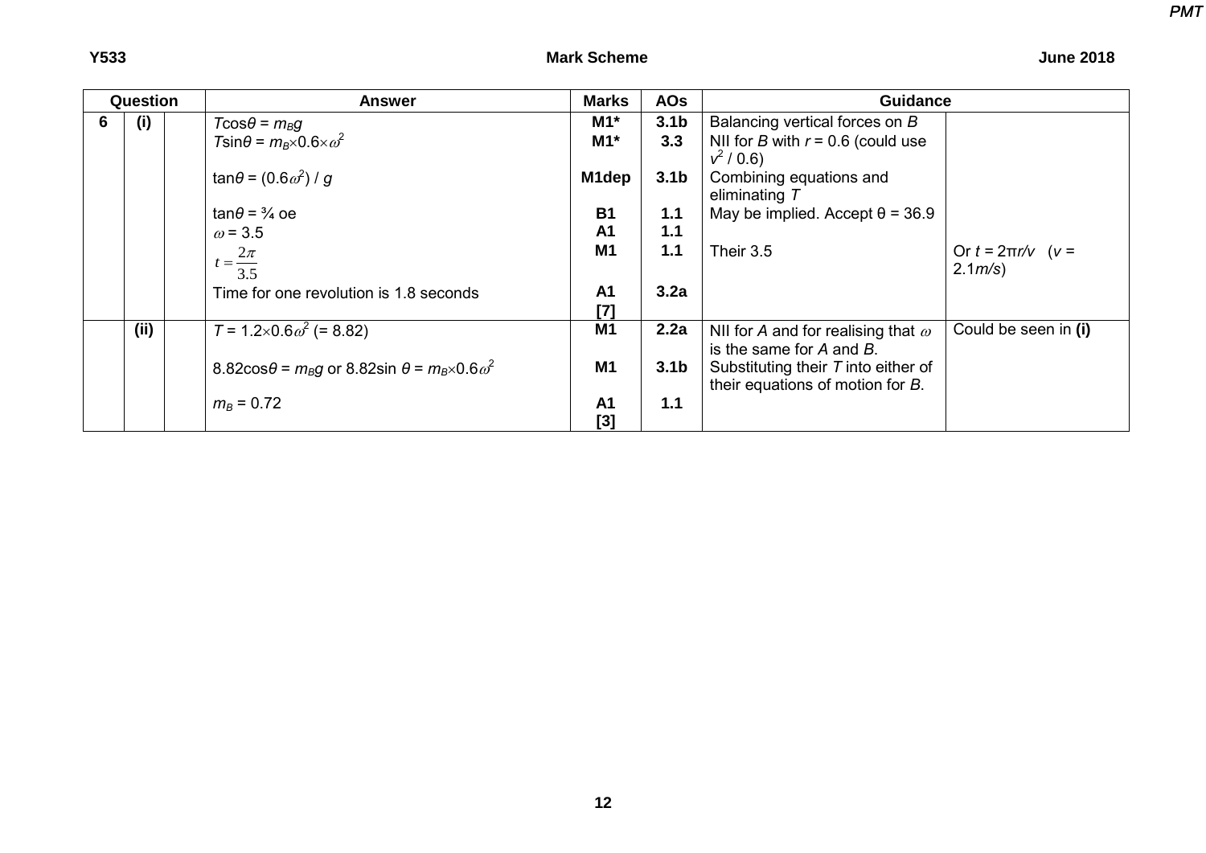| Question | | | Answer | Marks | AOs | Guidance | |
|---|---|---|---|---|---|---|---|
| 6 | (i) | | $T\cos\theta = m_B g$ | M1* | 3.1b | Balancing vertical forces on *B* | |
| | | | $T\sin\theta = m_B \times 0.6 \times \omega^2$ | M1* | 3.3 | NII for *B* with $r = 0.6$ (could use $v^2 / 0.6$) | |
| | | | $\tan\theta = (0.6\omega^2) / g$ | M1dep | 3.1b | Combining equations and eliminating *T* | |
| | | | $\tan\theta = ¾$ oe | B1 | 1.1 | May be implied. Accept $\theta = 36.9$ | |
| | | | $\omega = 3.5$ | A1 | 1.1 | | |
| | | | $t = \frac{2\pi}{3.5}$ | M1 | 1.1 | Their 3.5 | Or $t = 2\pi r/v$ ($v = 2.1 m/s$) |
| | | | Time for one revolution is 1.8 seconds | A1 [7] | 3.2a | | |
| | (ii) | | $T = 1.2 \times 0.6\omega^2$ (= 8.82) | M1 | 2.2a | NII for *A* and for realising that $\omega$ is the same for *A* and *B*. | Could be seen in **(i)** |
| | | | $8.82\cos\theta = m_B g$ or $8.82\sin\theta = m_B \times 0.6\omega^2$ | M1 | 3.1b | Substituting their *T* into either of their equations of motion for *B*. | |
| | | | $m_B = 0.72$ | A1 [3] | 1.1 | | |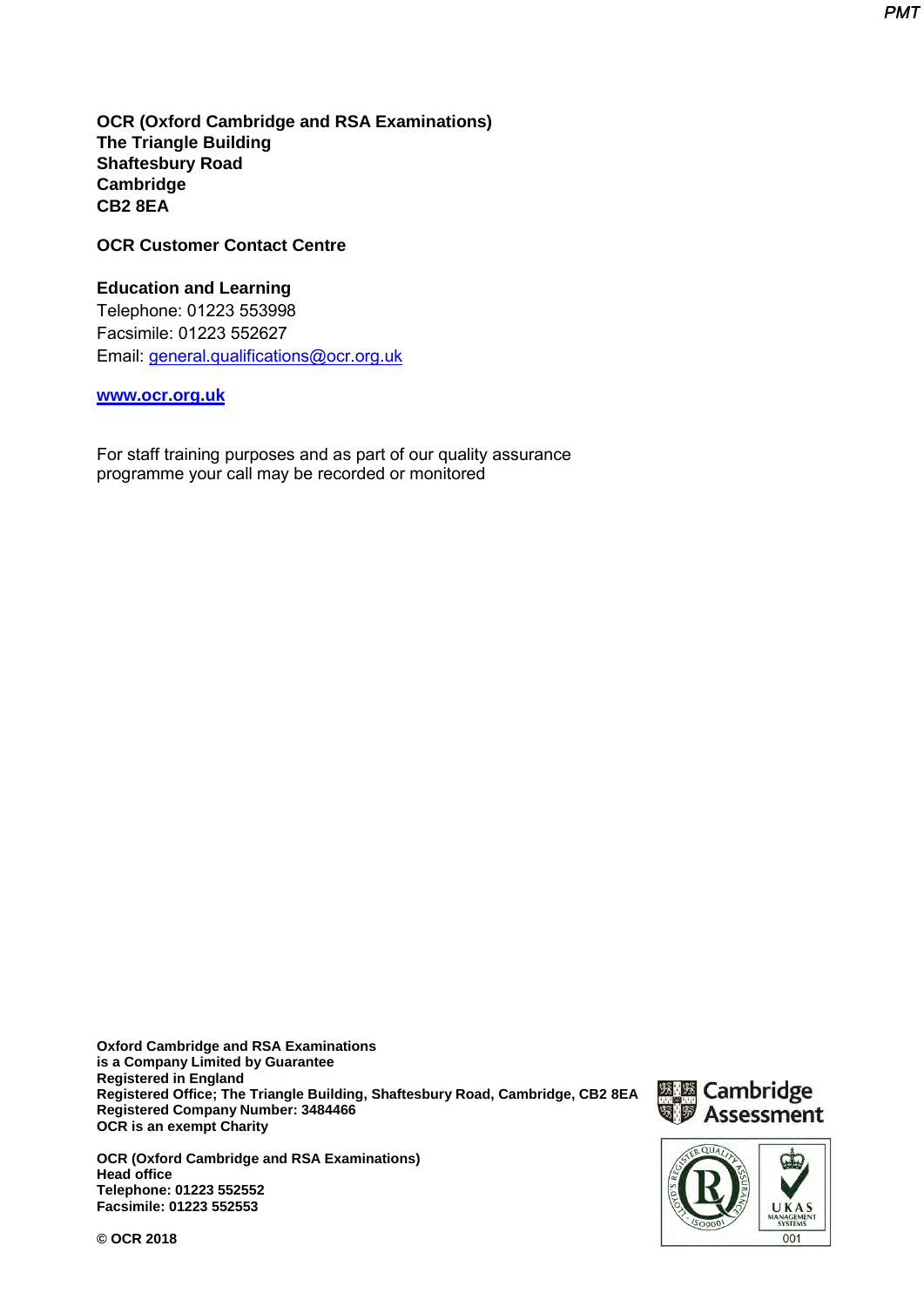**OCR (Oxford Cambridge and RSA Examinations)**
**The Triangle Building**
**Shaftesbury Road**
**Cambridge**
**CB2 8EA**

**OCR Customer Contact Centre**

**Education and Learning**
Telephone: 01223 553998
Facsimile: 01223 552627
Email: general.qualifications@ocr.org.uk

**www.ocr.org.uk**

For staff training purposes and as part of our quality assurance programme your call may be recorded or monitored

**Oxford Cambridge and RSA Examinations**
**is a Company Limited by Guarantee**
**Registered in England**
**Registered Office; The Triangle Building, Shaftesbury Road, Cambridge, CB2 8EA**
**Registered Company Number: 3484466**
**OCR is an exempt Charity**

**OCR (Oxford Cambridge and RSA Examinations)**
**Head office**
**Telephone: 01223 552552**
**Facsimile: 01223 552553**

**© OCR 2018**